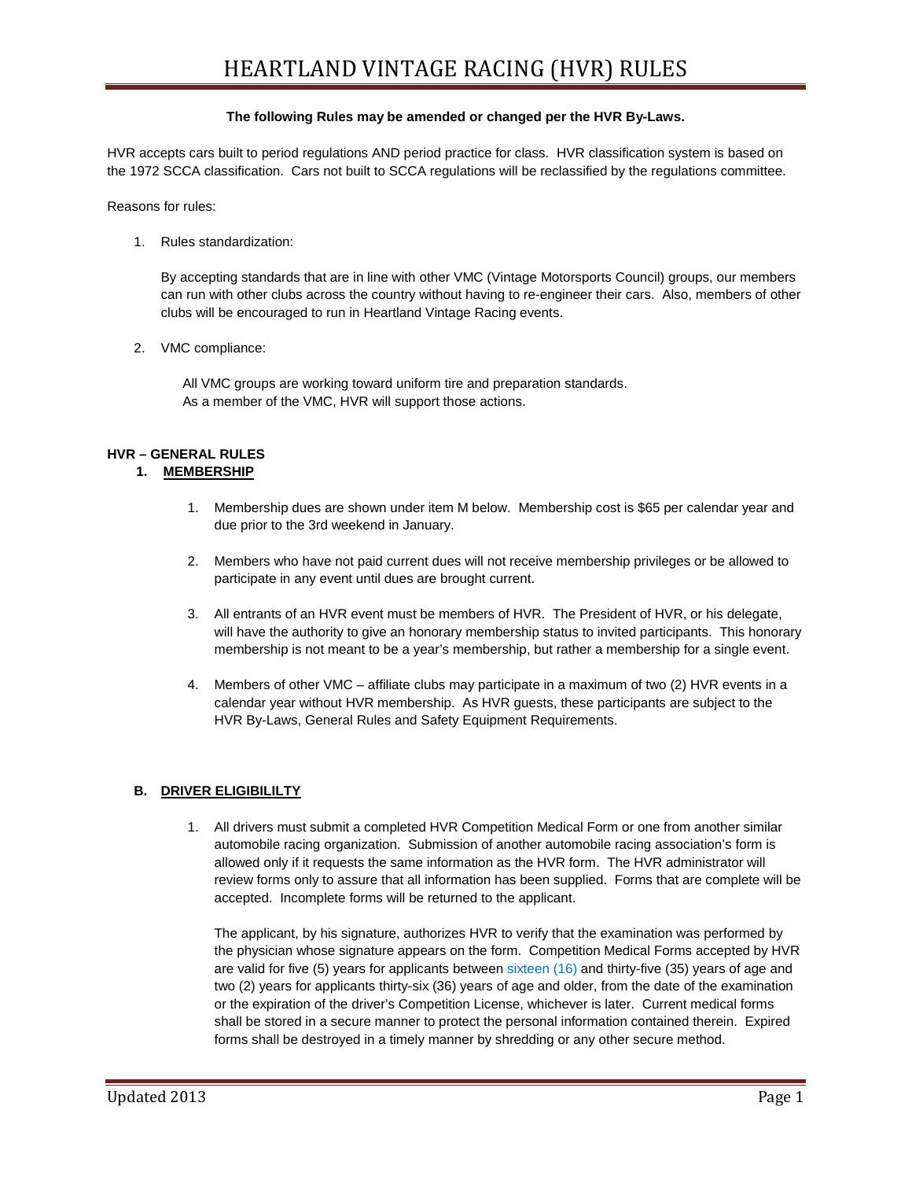# HEARTLAND VINTAGE RACING (HVR) RULES

**The following Rules may be amended or changed per the HVR By-Laws.**

HVR accepts cars built to period regulations AND period practice for class. HVR classification system is based on the 1972 SCCA classification. Cars not built to SCCA regulations will be reclassified by the regulations committee.

Reasons for rules:

1. Rules standardization:

   By accepting standards that are in line with other VMC (Vintage Motorsports Council) groups, our members can run with other clubs across the country without having to re-engineer their cars. Also, members of other clubs will be encouraged to run in Heartland Vintage Racing events.

2. VMC compliance:

   All VMC groups are working toward uniform tire and preparation standards.
   As a member of the VMC, HVR will support those actions.

## HVR – GENERAL RULES

### 1. MEMBERSHIP

1. Membership dues are shown under item M below. Membership cost is $65 per calendar year and due prior to the 3rd weekend in January.

2. Members who have not paid current dues will not receive membership privileges or be allowed to participate in any event until dues are brought current.

3. All entrants of an HVR event must be members of HVR. The President of HVR, or his delegate, will have the authority to give an honorary membership status to invited participants. This honorary membership is not meant to be a year's membership, but rather a membership for a single event.

4. Members of other VMC – affiliate clubs may participate in a maximum of two (2) HVR events in a calendar year without HVR membership. As HVR guests, these participants are subject to the HVR By-Laws, General Rules and Safety Equipment Requirements.

### B. DRIVER ELIGIBILILTY

1. All drivers must submit a completed HVR Competition Medical Form or one from another similar automobile racing organization. Submission of another automobile racing association's form is allowed only if it requests the same information as the HVR form. The HVR administrator will review forms only to assure that all information has been supplied. Forms that are complete will be accepted. Incomplete forms will be returned to the applicant.

   The applicant, by his signature, authorizes HVR to verify that the examination was performed by the physician whose signature appears on the form. Competition Medical Forms accepted by HVR are valid for five (5) years for applicants between sixteen (16) and thirty-five (35) years of age and two (2) years for applicants thirty-six (36) years of age and older, from the date of the examination or the expiration of the driver's Competition License, whichever is later. Current medical forms shall be stored in a secure manner to protect the personal information contained therein. Expired forms shall be destroyed in a timely manner by shredding or any other secure method.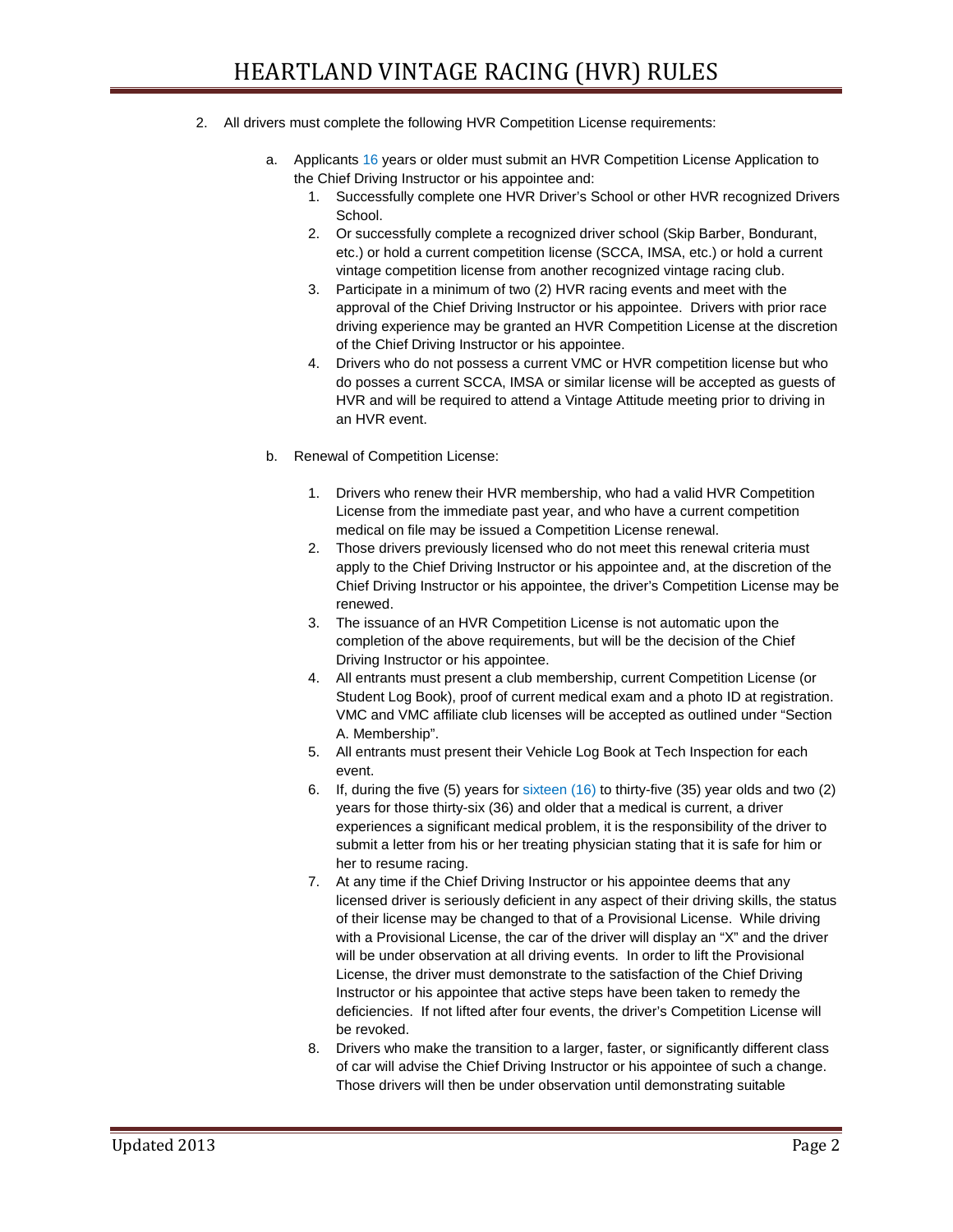2. All drivers must complete the following HVR Competition License requirements:

   a. Applicants 16 years or older must submit an HVR Competition License Application to the Chief Driving Instructor or his appointee and:

      1. Successfully complete one HVR Driver's School or other HVR recognized Drivers School.
      2. Or successfully complete a recognized driver school (Skip Barber, Bondurant, etc.) or hold a current competition license (SCCA, IMSA, etc.) or hold a current vintage competition license from another recognized vintage racing club.
      3. Participate in a minimum of two (2) HVR racing events and meet with the approval of the Chief Driving Instructor or his appointee. Drivers with prior race driving experience may be granted an HVR Competition License at the discretion of the Chief Driving Instructor or his appointee.
      4. Drivers who do not possess a current VMC or HVR competition license but who do posses a current SCCA, IMSA or similar license will be accepted as guests of HVR and will be required to attend a Vintage Attitude meeting prior to driving in an HVR event.

   b. Renewal of Competition License:

      1. Drivers who renew their HVR membership, who had a valid HVR Competition License from the immediate past year, and who have a current competition medical on file may be issued a Competition License renewal.
      2. Those drivers previously licensed who do not meet this renewal criteria must apply to the Chief Driving Instructor or his appointee and, at the discretion of the Chief Driving Instructor or his appointee, the driver's Competition License may be renewed.
      3. The issuance of an HVR Competition License is not automatic upon the completion of the above requirements, but will be the decision of the Chief Driving Instructor or his appointee.
      4. All entrants must present a club membership, current Competition License (or Student Log Book), proof of current medical exam and a photo ID at registration. VMC and VMC affiliate club licenses will be accepted as outlined under "Section A. Membership".
      5. All entrants must present their Vehicle Log Book at Tech Inspection for each event.
      6. If, during the five (5) years for sixteen (16) to thirty-five (35) year olds and two (2) years for those thirty-six (36) and older that a medical is current, a driver experiences a significant medical problem, it is the responsibility of the driver to submit a letter from his or her treating physician stating that it is safe for him or her to resume racing.
      7. At any time if the Chief Driving Instructor or his appointee deems that any licensed driver is seriously deficient in any aspect of their driving skills, the status of their license may be changed to that of a Provisional License. While driving with a Provisional License, the car of the driver will display an "X" and the driver will be under observation at all driving events. In order to lift the Provisional License, the driver must demonstrate to the satisfaction of the Chief Driving Instructor or his appointee that active steps have been taken to remedy the deficiencies. If not lifted after four events, the driver's Competition License will be revoked.
      8. Drivers who make the transition to a larger, faster, or significantly different class of car will advise the Chief Driving Instructor or his appointee of such a change. Those drivers will then be under observation until demonstrating suitable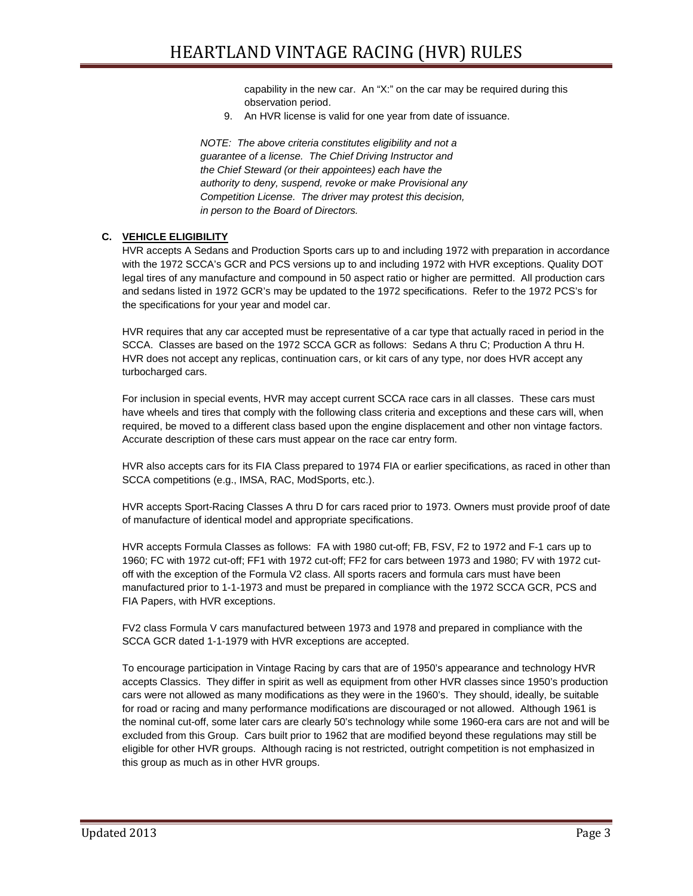capability in the new car. An "X:" on the car may be required during this observation period.

9. An HVR license is valid for one year from date of issuance.

*NOTE: The above criteria constitutes eligibility and not a guarantee of a license. The Chief Driving Instructor and the Chief Steward (or their appointees) each have the authority to deny, suspend, revoke or make Provisional any Competition License. The driver may protest this decision, in person to the Board of Directors.*

### C. VEHICLE ELIGIBILITY

HVR accepts A Sedans and Production Sports cars up to and including 1972 with preparation in accordance with the 1972 SCCA's GCR and PCS versions up to and including 1972 with HVR exceptions. Quality DOT legal tires of any manufacture and compound in 50 aspect ratio or higher are permitted. All production cars and sedans listed in 1972 GCR's may be updated to the 1972 specifications. Refer to the 1972 PCS's for the specifications for your year and model car.

HVR requires that any car accepted must be representative of a car type that actually raced in period in the SCCA. Classes are based on the 1972 SCCA GCR as follows: Sedans A thru C; Production A thru H. HVR does not accept any replicas, continuation cars, or kit cars of any type, nor does HVR accept any turbocharged cars.

For inclusion in special events, HVR may accept current SCCA race cars in all classes. These cars must have wheels and tires that comply with the following class criteria and exceptions and these cars will, when required, be moved to a different class based upon the engine displacement and other non vintage factors. Accurate description of these cars must appear on the race car entry form.

HVR also accepts cars for its FIA Class prepared to 1974 FIA or earlier specifications, as raced in other than SCCA competitions (e.g., IMSA, RAC, ModSports, etc.).

HVR accepts Sport-Racing Classes A thru D for cars raced prior to 1973. Owners must provide proof of date of manufacture of identical model and appropriate specifications.

HVR accepts Formula Classes as follows: FA with 1980 cut-off; FB, FSV, F2 to 1972 and F-1 cars up to 1960; FC with 1972 cut-off; FF1 with 1972 cut-off; FF2 for cars between 1973 and 1980; FV with 1972 cut-off with the exception of the Formula V2 class. All sports racers and formula cars must have been manufactured prior to 1-1-1973 and must be prepared in compliance with the 1972 SCCA GCR, PCS and FIA Papers, with HVR exceptions.

FV2 class Formula V cars manufactured between 1973 and 1978 and prepared in compliance with the SCCA GCR dated 1-1-1979 with HVR exceptions are accepted.

To encourage participation in Vintage Racing by cars that are of 1950's appearance and technology HVR accepts Classics. They differ in spirit as well as equipment from other HVR classes since 1950's production cars were not allowed as many modifications as they were in the 1960's. They should, ideally, be suitable for road or racing and many performance modifications are discouraged or not allowed. Although 1961 is the nominal cut-off, some later cars are clearly 50's technology while some 1960-era cars are not and will be excluded from this Group. Cars built prior to 1962 that are modified beyond these regulations may still be eligible for other HVR groups. Although racing is not restricted, outright competition is not emphasized in this group as much as in other HVR groups.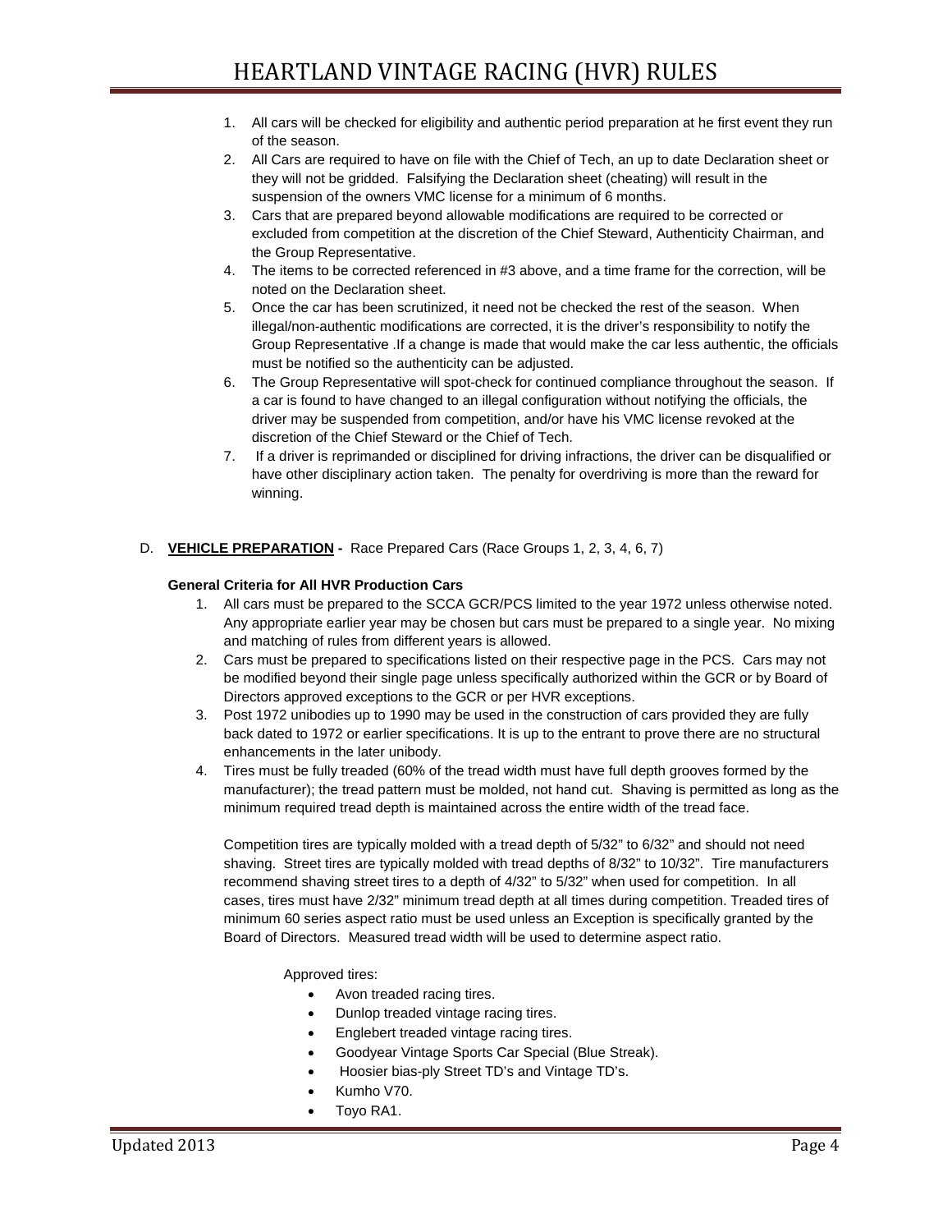1. All cars will be checked for eligibility and authentic period preparation at he first event they run of the season.
2. All Cars are required to have on file with the Chief of Tech, an up to date Declaration sheet or they will not be gridded. Falsifying the Declaration sheet (cheating) will result in the suspension of the owners VMC license for a minimum of 6 months.
3. Cars that are prepared beyond allowable modifications are required to be corrected or excluded from competition at the discretion of the Chief Steward, Authenticity Chairman, and the Group Representative.
4. The items to be corrected referenced in #3 above, and a time frame for the correction, will be noted on the Declaration sheet.
5. Once the car has been scrutinized, it need not be checked the rest of the season. When illegal/non-authentic modifications are corrected, it is the driver's responsibility to notify the Group Representative .If a change is made that would make the car less authentic, the officials must be notified so the authenticity can be adjusted.
6. The Group Representative will spot-check for continued compliance throughout the season. If a car is found to have changed to an illegal configuration without notifying the officials, the driver may be suspended from competition, and/or have his VMC license revoked at the discretion of the Chief Steward or the Chief of Tech.
7. If a driver is reprimanded or disciplined for driving infractions, the driver can be disqualified or have other disciplinary action taken. The penalty for overdriving is more than the reward for winning.

D. **VEHICLE PREPARATION -** Race Prepared Cars (Race Groups 1, 2, 3, 4, 6, 7)

**General Criteria for All HVR Production Cars**

1. All cars must be prepared to the SCCA GCR/PCS limited to the year 1972 unless otherwise noted. Any appropriate earlier year may be chosen but cars must be prepared to a single year. No mixing and matching of rules from different years is allowed.
2. Cars must be prepared to specifications listed on their respective page in the PCS. Cars may not be modified beyond their single page unless specifically authorized within the GCR or by Board of Directors approved exceptions to the GCR or per HVR exceptions.
3. Post 1972 unibodies up to 1990 may be used in the construction of cars provided they are fully back dated to 1972 or earlier specifications. It is up to the entrant to prove there are no structural enhancements in the later unibody.
4. Tires must be fully treaded (60% of the tread width must have full depth grooves formed by the manufacturer); the tread pattern must be molded, not hand cut. Shaving is permitted as long as the minimum required tread depth is maintained across the entire width of the tread face.

   Competition tires are typically molded with a tread depth of 5/32" to 6/32" and should not need shaving. Street tires are typically molded with tread depths of 8/32" to 10/32". Tire manufacturers recommend shaving street tires to a depth of 4/32" to 5/32" when used for competition. In all cases, tires must have 2/32" minimum tread depth at all times during competition. Treaded tires of minimum 60 series aspect ratio must be used unless an Exception is specifically granted by the Board of Directors. Measured tread width will be used to determine aspect ratio.

   Approved tires:

   - Avon treaded racing tires.
   - Dunlop treaded vintage racing tires.
   - Englebert treaded vintage racing tires.
   - Goodyear Vintage Sports Car Special (Blue Streak).
   - Hoosier bias-ply Street TD's and Vintage TD's.
   - Kumho V70.
   - Toyo RA1.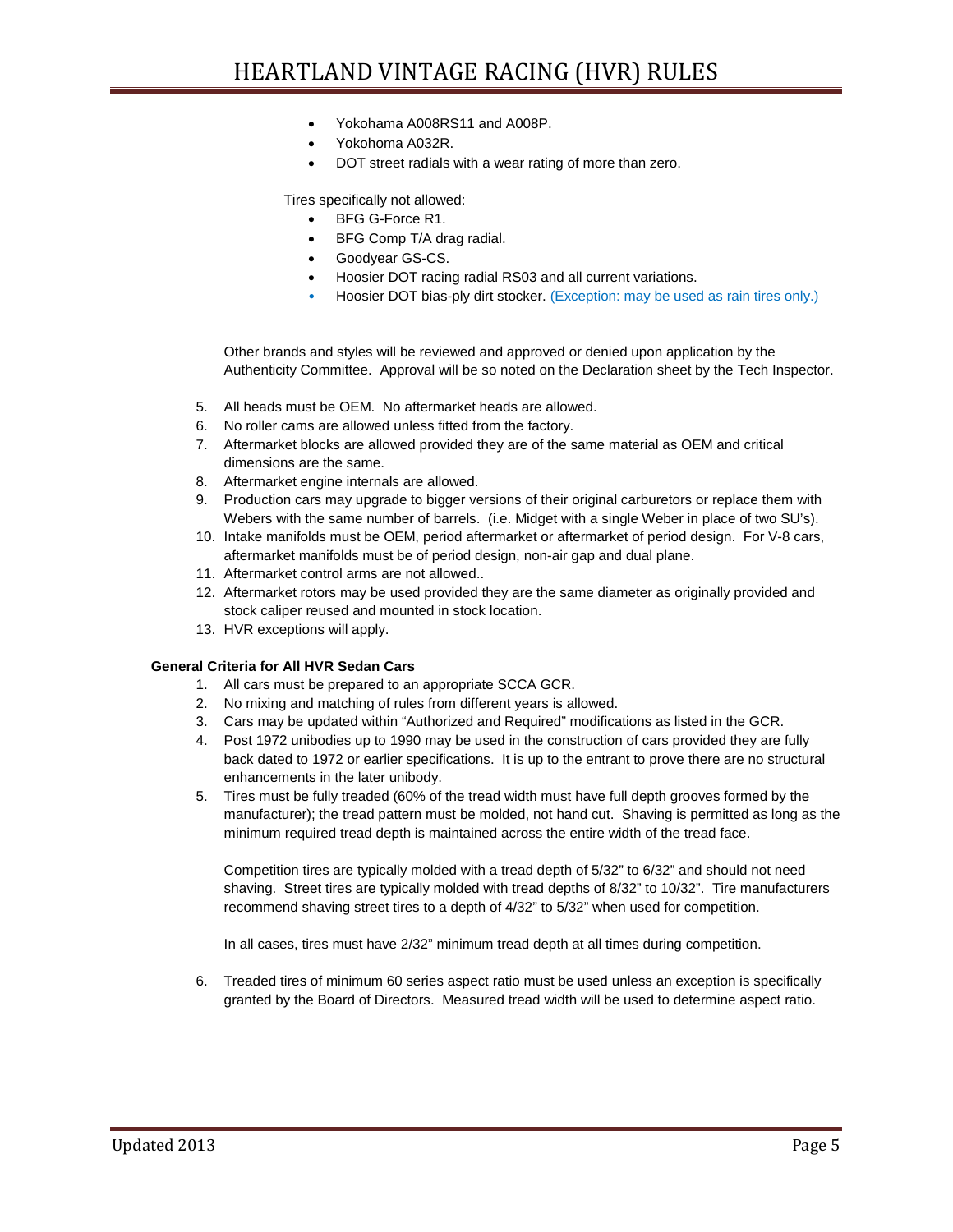- Yokohama A008RS11 and A008P.
- Yokohoma A032R.
- DOT street radials with a wear rating of more than zero.

Tires specifically not allowed:

- BFG G-Force R1.
- BFG Comp T/A drag radial.
- Goodyear GS-CS.
- Hoosier DOT racing radial RS03 and all current variations.
- Hoosier DOT bias-ply dirt stocker. (Exception: may be used as rain tires only.)

Other brands and styles will be reviewed and approved or denied upon application by the Authenticity Committee. Approval will be so noted on the Declaration sheet by the Tech Inspector.

5. All heads must be OEM. No aftermarket heads are allowed.
6. No roller cams are allowed unless fitted from the factory.
7. Aftermarket blocks are allowed provided they are of the same material as OEM and critical dimensions are the same.
8. Aftermarket engine internals are allowed.
9. Production cars may upgrade to bigger versions of their original carburetors or replace them with Webers with the same number of barrels. (i.e. Midget with a single Weber in place of two SU's).
10. Intake manifolds must be OEM, period aftermarket or aftermarket of period design. For V-8 cars, aftermarket manifolds must be of period design, non-air gap and dual plane.
11. Aftermarket control arms are not allowed..
12. Aftermarket rotors may be used provided they are the same diameter as originally provided and stock caliper reused and mounted in stock location.
13. HVR exceptions will apply.

**General Criteria for All HVR Sedan Cars**

1. All cars must be prepared to an appropriate SCCA GCR.
2. No mixing and matching of rules from different years is allowed.
3. Cars may be updated within "Authorized and Required" modifications as listed in the GCR.
4. Post 1972 unibodies up to 1990 may be used in the construction of cars provided they are fully back dated to 1972 or earlier specifications. It is up to the entrant to prove there are no structural enhancements in the later unibody.
5. Tires must be fully treaded (60% of the tread width must have full depth grooves formed by the manufacturer); the tread pattern must be molded, not hand cut. Shaving is permitted as long as the minimum required tread depth is maintained across the entire width of the tread face.

   Competition tires are typically molded with a tread depth of 5/32" to 6/32" and should not need shaving. Street tires are typically molded with tread depths of 8/32" to 10/32". Tire manufacturers recommend shaving street tires to a depth of 4/32" to 5/32" when used for competition.

   In all cases, tires must have 2/32" minimum tread depth at all times during competition.

6. Treaded tires of minimum 60 series aspect ratio must be used unless an exception is specifically granted by the Board of Directors. Measured tread width will be used to determine aspect ratio.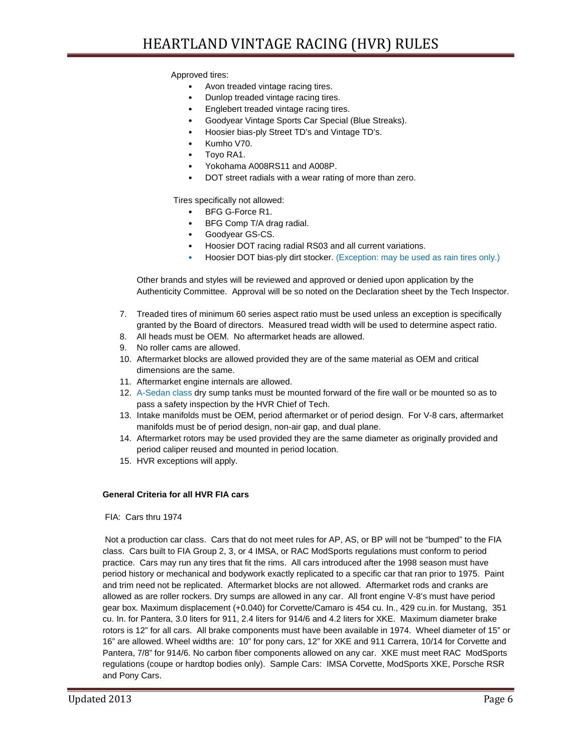Approved tires:

- Avon treaded vintage racing tires.
- Dunlop treaded vintage racing tires.
- Englebert treaded vintage racing tires.
- Goodyear Vintage Sports Car Special (Blue Streaks).
- Hoosier bias-ply Street TD's and Vintage TD's.
- Kumho V70.
- Toyo RA1.
- Yokohama A008RS11 and A008P.
- DOT street radials with a wear rating of more than zero.

Tires specifically not allowed:

- BFG G-Force R1.
- BFG Comp T/A drag radial.
- Goodyear GS-CS.
- Hoosier DOT racing radial RS03 and all current variations.
- Hoosier DOT bias-ply dirt stocker. (Exception: may be used as rain tires only.)

Other brands and styles will be reviewed and approved or denied upon application by the Authenticity Committee. Approval will be so noted on the Declaration sheet by the Tech Inspector.

7. Treaded tires of minimum 60 series aspect ratio must be used unless an exception is specifically granted by the Board of directors. Measured tread width will be used to determine aspect ratio.
8. All heads must be OEM. No aftermarket heads are allowed.
9. No roller cams are allowed.
10. Aftermarket blocks are allowed provided they are of the same material as OEM and critical dimensions are the same.
11. Aftermarket engine internals are allowed.
12. A-Sedan class dry sump tanks must be mounted forward of the fire wall or be mounted so as to pass a safety inspection by the HVR Chief of Tech.
13. Intake manifolds must be OEM, period aftermarket or of period design. For V-8 cars, aftermarket manifolds must be of period design, non-air gap, and dual plane.
14. Aftermarket rotors may be used provided they are the same diameter as originally provided and period caliper reused and mounted in period location.
15. HVR exceptions will apply.

**General Criteria for all HVR FIA cars**

FIA: Cars thru 1974

Not a production car class. Cars that do not meet rules for AP, AS, or BP will not be "bumped" to the FIA class. Cars built to FIA Group 2, 3, or 4 IMSA, or RAC ModSports regulations must conform to period practice. Cars may run any tires that fit the rims. All cars introduced after the 1998 season must have period history or mechanical and bodywork exactly replicated to a specific car that ran prior to 1975. Paint and trim need not be replicated. Aftermarket blocks are not allowed. Aftermarket rods and cranks are allowed as are roller rockers. Dry sumps are allowed in any car. All front engine V-8's must have period gear box. Maximum displacement (+0.040) for Corvette/Camaro is 454 cu. In., 429 cu.in. for Mustang, 351 cu. In. for Pantera, 3.0 liters for 911, 2.4 liters for 914/6 and 4.2 liters for XKE. Maximum diameter brake rotors is 12" for all cars. All brake components must have been available in 1974. Wheel diameter of 15" or 16" are allowed. Wheel widths are: 10" for pony cars, 12" for XKE and 911 Carrera, 10/14 for Corvette and Pantera, 7/8" for 914/6. No carbon fiber components allowed on any car. XKE must meet RAC ModSports regulations (coupe or hardtop bodies only). Sample Cars: IMSA Corvette, ModSports XKE, Porsche RSR and Pony Cars.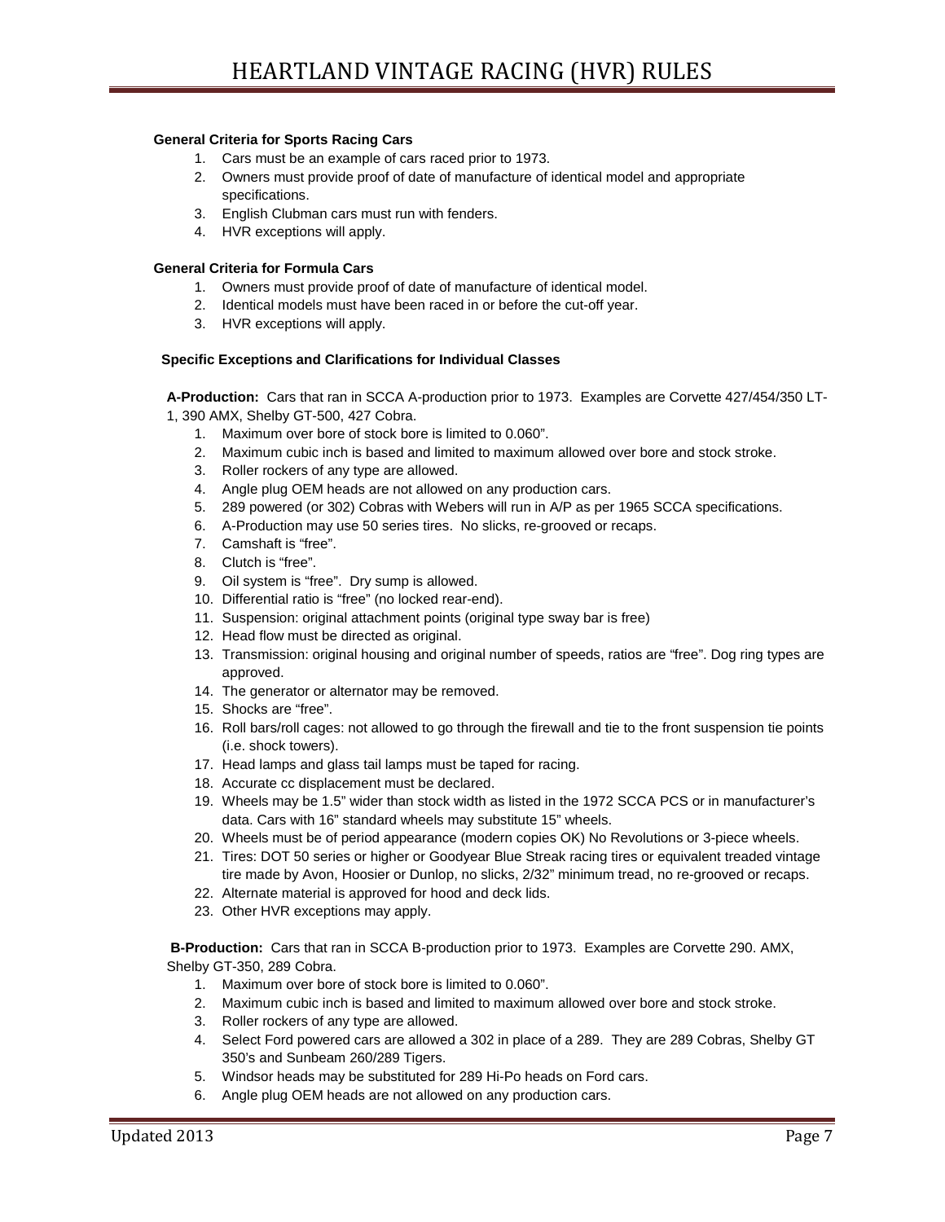#### General Criteria for Sports Racing Cars

1. Cars must be an example of cars raced prior to 1973.
2. Owners must provide proof of date of manufacture of identical model and appropriate specifications.
3. English Clubman cars must run with fenders.
4. HVR exceptions will apply.

#### General Criteria for Formula Cars

1. Owners must provide proof of date of manufacture of identical model.
2. Identical models must have been raced in or before the cut-off year.
3. HVR exceptions will apply.

#### Specific Exceptions and Clarifications for Individual Classes

**A-Production:** Cars that ran in SCCA A-production prior to 1973. Examples are Corvette 427/454/350 LT-1, 390 AMX, Shelby GT-500, 427 Cobra.

1. Maximum over bore of stock bore is limited to 0.060”.
2. Maximum cubic inch is based and limited to maximum allowed over bore and stock stroke.
3. Roller rockers of any type are allowed.
4. Angle plug OEM heads are not allowed on any production cars.
5. 289 powered (or 302) Cobras with Webers will run in A/P as per 1965 SCCA specifications.
6. A-Production may use 50 series tires. No slicks, re-grooved or recaps.
7. Camshaft is “free”.
8. Clutch is “free”.
9. Oil system is “free”. Dry sump is allowed.
10. Differential ratio is “free” (no locked rear-end).
11. Suspension: original attachment points (original type sway bar is free)
12. Head flow must be directed as original.
13. Transmission: original housing and original number of speeds, ratios are “free”. Dog ring types are approved.
14. The generator or alternator may be removed.
15. Shocks are “free”.
16. Roll bars/roll cages: not allowed to go through the firewall and tie to the front suspension tie points (i.e. shock towers).
17. Head lamps and glass tail lamps must be taped for racing.
18. Accurate cc displacement must be declared.
19. Wheels may be 1.5” wider than stock width as listed in the 1972 SCCA PCS or in manufacturer’s data. Cars with 16” standard wheels may substitute 15” wheels.
20. Wheels must be of period appearance (modern copies OK) No Revolutions or 3-piece wheels.
21. Tires: DOT 50 series or higher or Goodyear Blue Streak racing tires or equivalent treaded vintage tire made by Avon, Hoosier or Dunlop, no slicks, 2/32” minimum tread, no re-grooved or recaps.
22. Alternate material is approved for hood and deck lids.
23. Other HVR exceptions may apply.

**B-Production:** Cars that ran in SCCA B-production prior to 1973. Examples are Corvette 290. AMX, Shelby GT-350, 289 Cobra.

1. Maximum over bore of stock bore is limited to 0.060”.
2. Maximum cubic inch is based and limited to maximum allowed over bore and stock stroke.
3. Roller rockers of any type are allowed.
4. Select Ford powered cars are allowed a 302 in place of a 289. They are 289 Cobras, Shelby GT 350’s and Sunbeam 260/289 Tigers.
5. Windsor heads may be substituted for 289 Hi-Po heads on Ford cars.
6. Angle plug OEM heads are not allowed on any production cars.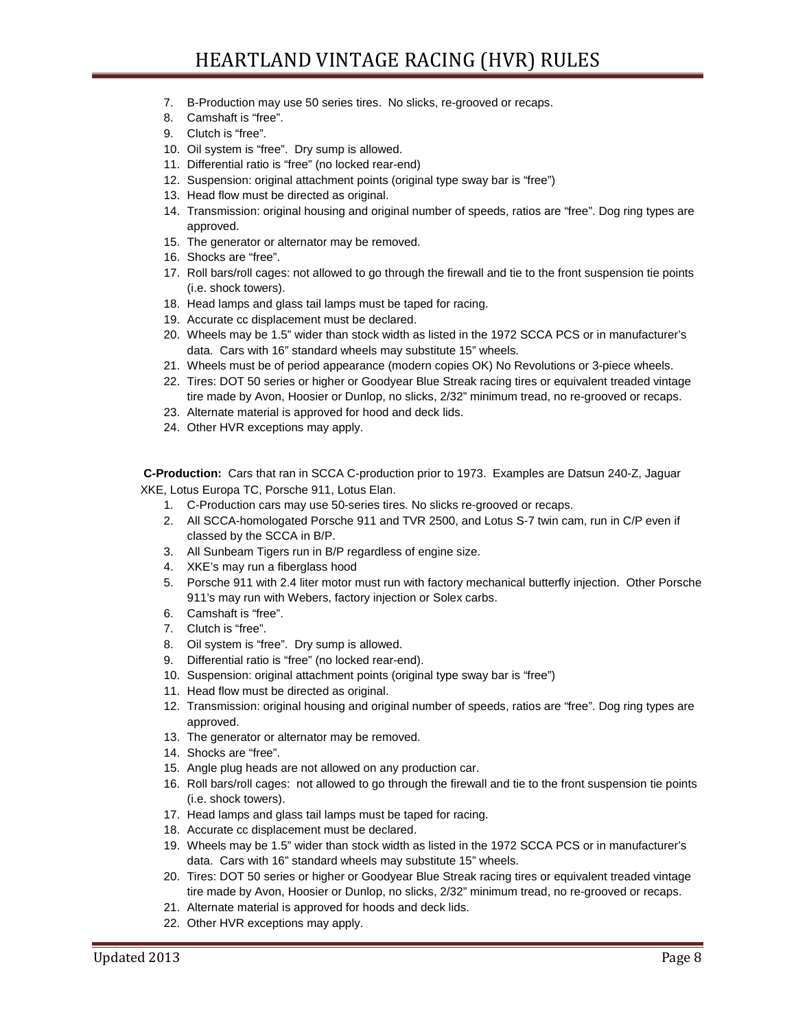7. B-Production may use 50 series tires. No slicks, re-grooved or recaps.
8. Camshaft is “free”.
9. Clutch is “free”.
10. Oil system is “free”. Dry sump is allowed.
11. Differential ratio is “free” (no locked rear-end)
12. Suspension: original attachment points (original type sway bar is “free”)
13. Head flow must be directed as original.
14. Transmission: original housing and original number of speeds, ratios are “free”. Dog ring types are approved.
15. The generator or alternator may be removed.
16. Shocks are “free”.
17. Roll bars/roll cages: not allowed to go through the firewall and tie to the front suspension tie points (i.e. shock towers).
18. Head lamps and glass tail lamps must be taped for racing.
19. Accurate cc displacement must be declared.
20. Wheels may be 1.5” wider than stock width as listed in the 1972 SCCA PCS or in manufacturer’s data. Cars with 16” standard wheels may substitute 15” wheels.
21. Wheels must be of period appearance (modern copies OK) No Revolutions or 3-piece wheels.
22. Tires: DOT 50 series or higher or Goodyear Blue Streak racing tires or equivalent treaded vintage tire made by Avon, Hoosier or Dunlop, no slicks, 2/32” minimum tread, no re-grooved or recaps.
23. Alternate material is approved for hood and deck lids.
24. Other HVR exceptions may apply.

**C-Production:** Cars that ran in SCCA C-production prior to 1973. Examples are Datsun 240-Z, Jaguar XKE, Lotus Europa TC, Porsche 911, Lotus Elan.

1. C-Production cars may use 50-series tires. No slicks re-grooved or recaps.
2. All SCCA-homologated Porsche 911 and TVR 2500, and Lotus S-7 twin cam, run in C/P even if classed by the SCCA in B/P.
3. All Sunbeam Tigers run in B/P regardless of engine size.
4. XKE’s may run a fiberglass hood
5. Porsche 911 with 2.4 liter motor must run with factory mechanical butterfly injection. Other Porsche 911’s may run with Webers, factory injection or Solex carbs.
6. Camshaft is “free”.
7. Clutch is “free”.
8. Oil system is “free”. Dry sump is allowed.
9. Differential ratio is “free” (no locked rear-end).
10. Suspension: original attachment points (original type sway bar is “free”)
11. Head flow must be directed as original.
12. Transmission: original housing and original number of speeds, ratios are “free”. Dog ring types are approved.
13. The generator or alternator may be removed.
14. Shocks are “free”.
15. Angle plug heads are not allowed on any production car.
16. Roll bars/roll cages: not allowed to go through the firewall and tie to the front suspension tie points (i.e. shock towers).
17. Head lamps and glass tail lamps must be taped for racing.
18. Accurate cc displacement must be declared.
19. Wheels may be 1.5” wider than stock width as listed in the 1972 SCCA PCS or in manufacturer’s data. Cars with 16” standard wheels may substitute 15” wheels.
20. Tires: DOT 50 series or higher or Goodyear Blue Streak racing tires or equivalent treaded vintage tire made by Avon, Hoosier or Dunlop, no slicks, 2/32” minimum tread, no re-grooved or recaps.
21. Alternate material is approved for hoods and deck lids.
22. Other HVR exceptions may apply.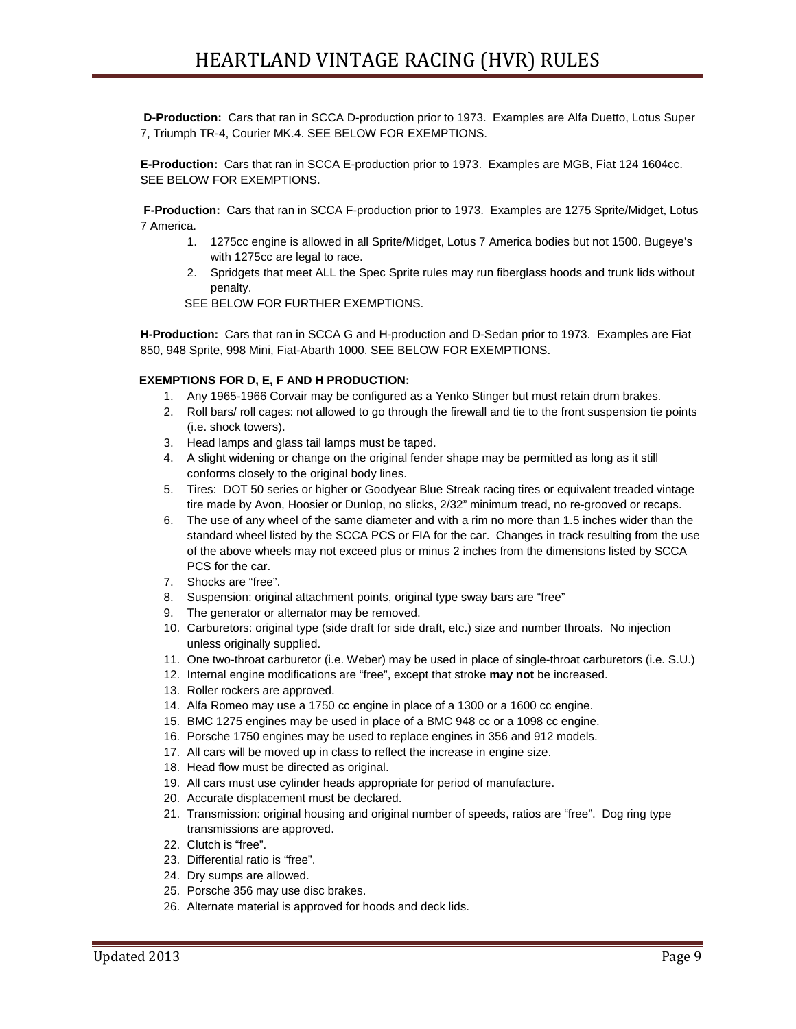**D-Production:** Cars that ran in SCCA D-production prior to 1973. Examples are Alfa Duetto, Lotus Super 7, Triumph TR-4, Courier MK.4. SEE BELOW FOR EXEMPTIONS.

**E-Production:** Cars that ran in SCCA E-production prior to 1973. Examples are MGB, Fiat 124 1604cc. SEE BELOW FOR EXEMPTIONS.

**F-Production:** Cars that ran in SCCA F-production prior to 1973. Examples are 1275 Sprite/Midget, Lotus 7 America.

1. 1275cc engine is allowed in all Sprite/Midget, Lotus 7 America bodies but not 1500. Bugeye's with 1275cc are legal to race.
2. Spridgets that meet ALL the Spec Sprite rules may run fiberglass hoods and trunk lids without penalty.

SEE BELOW FOR FURTHER EXEMPTIONS.

**H-Production:** Cars that ran in SCCA G and H-production and D-Sedan prior to 1973. Examples are Fiat 850, 948 Sprite, 998 Mini, Fiat-Abarth 1000. SEE BELOW FOR EXEMPTIONS.

**EXEMPTIONS FOR D, E, F AND H PRODUCTION:**

1. Any 1965-1966 Corvair may be configured as a Yenko Stinger but must retain drum brakes.
2. Roll bars/ roll cages: not allowed to go through the firewall and tie to the front suspension tie points (i.e. shock towers).
3. Head lamps and glass tail lamps must be taped.
4. A slight widening or change on the original fender shape may be permitted as long as it still conforms closely to the original body lines.
5. Tires: DOT 50 series or higher or Goodyear Blue Streak racing tires or equivalent treaded vintage tire made by Avon, Hoosier or Dunlop, no slicks, 2/32" minimum tread, no re-grooved or recaps.
6. The use of any wheel of the same diameter and with a rim no more than 1.5 inches wider than the standard wheel listed by the SCCA PCS or FIA for the car. Changes in track resulting from the use of the above wheels may not exceed plus or minus 2 inches from the dimensions listed by SCCA PCS for the car.
7. Shocks are "free".
8. Suspension: original attachment points, original type sway bars are "free"
9. The generator or alternator may be removed.
10. Carburetors: original type (side draft for side draft, etc.) size and number throats. No injection unless originally supplied.
11. One two-throat carburetor (i.e. Weber) may be used in place of single-throat carburetors (i.e. S.U.)
12. Internal engine modifications are "free", except that stroke **may not** be increased.
13. Roller rockers are approved.
14. Alfa Romeo may use a 1750 cc engine in place of a 1300 or a 1600 cc engine.
15. BMC 1275 engines may be used in place of a BMC 948 cc or a 1098 cc engine.
16. Porsche 1750 engines may be used to replace engines in 356 and 912 models.
17. All cars will be moved up in class to reflect the increase in engine size.
18. Head flow must be directed as original.
19. All cars must use cylinder heads appropriate for period of manufacture.
20. Accurate displacement must be declared.
21. Transmission: original housing and original number of speeds, ratios are "free". Dog ring type transmissions are approved.
22. Clutch is "free".
23. Differential ratio is "free".
24. Dry sumps are allowed.
25. Porsche 356 may use disc brakes.
26. Alternate material is approved for hoods and deck lids.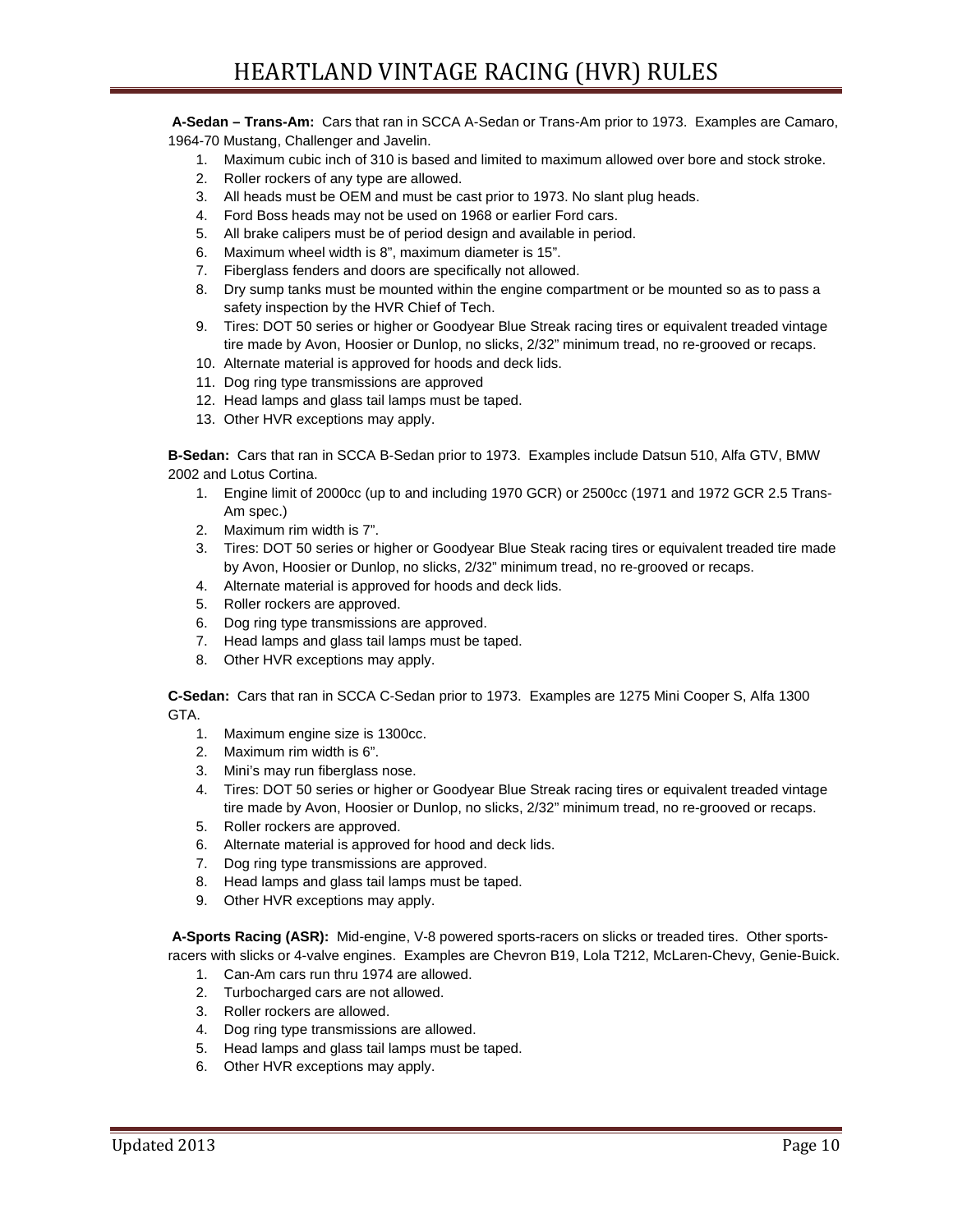**A-Sedan – Trans-Am:** Cars that ran in SCCA A-Sedan or Trans-Am prior to 1973. Examples are Camaro, 1964-70 Mustang, Challenger and Javelin.

1. Maximum cubic inch of 310 is based and limited to maximum allowed over bore and stock stroke.
2. Roller rockers of any type are allowed.
3. All heads must be OEM and must be cast prior to 1973. No slant plug heads.
4. Ford Boss heads may not be used on 1968 or earlier Ford cars.
5. All brake calipers must be of period design and available in period.
6. Maximum wheel width is 8", maximum diameter is 15".
7. Fiberglass fenders and doors are specifically not allowed.
8. Dry sump tanks must be mounted within the engine compartment or be mounted so as to pass a safety inspection by the HVR Chief of Tech.
9. Tires: DOT 50 series or higher or Goodyear Blue Streak racing tires or equivalent treaded vintage tire made by Avon, Hoosier or Dunlop, no slicks, 2/32" minimum tread, no re-grooved or recaps.
10. Alternate material is approved for hoods and deck lids.
11. Dog ring type transmissions are approved
12. Head lamps and glass tail lamps must be taped.
13. Other HVR exceptions may apply.

**B-Sedan:** Cars that ran in SCCA B-Sedan prior to 1973. Examples include Datsun 510, Alfa GTV, BMW 2002 and Lotus Cortina.

1. Engine limit of 2000cc (up to and including 1970 GCR) or 2500cc (1971 and 1972 GCR 2.5 Trans-Am spec.)
2. Maximum rim width is 7".
3. Tires: DOT 50 series or higher or Goodyear Blue Steak racing tires or equivalent treaded tire made by Avon, Hoosier or Dunlop, no slicks, 2/32" minimum tread, no re-grooved or recaps.
4. Alternate material is approved for hoods and deck lids.
5. Roller rockers are approved.
6. Dog ring type transmissions are approved.
7. Head lamps and glass tail lamps must be taped.
8. Other HVR exceptions may apply.

**C-Sedan:** Cars that ran in SCCA C-Sedan prior to 1973. Examples are 1275 Mini Cooper S, Alfa 1300 GTA.

1. Maximum engine size is 1300cc.
2. Maximum rim width is 6".
3. Mini's may run fiberglass nose.
4. Tires: DOT 50 series or higher or Goodyear Blue Streak racing tires or equivalent treaded vintage tire made by Avon, Hoosier or Dunlop, no slicks, 2/32" minimum tread, no re-grooved or recaps.
5. Roller rockers are approved.
6. Alternate material is approved for hood and deck lids.
7. Dog ring type transmissions are approved.
8. Head lamps and glass tail lamps must be taped.
9. Other HVR exceptions may apply.

**A-Sports Racing (ASR):** Mid-engine, V-8 powered sports-racers on slicks or treaded tires. Other sports-racers with slicks or 4-valve engines. Examples are Chevron B19, Lola T212, McLaren-Chevy, Genie-Buick.

1. Can-Am cars run thru 1974 are allowed.
2. Turbocharged cars are not allowed.
3. Roller rockers are allowed.
4. Dog ring type transmissions are allowed.
5. Head lamps and glass tail lamps must be taped.
6. Other HVR exceptions may apply.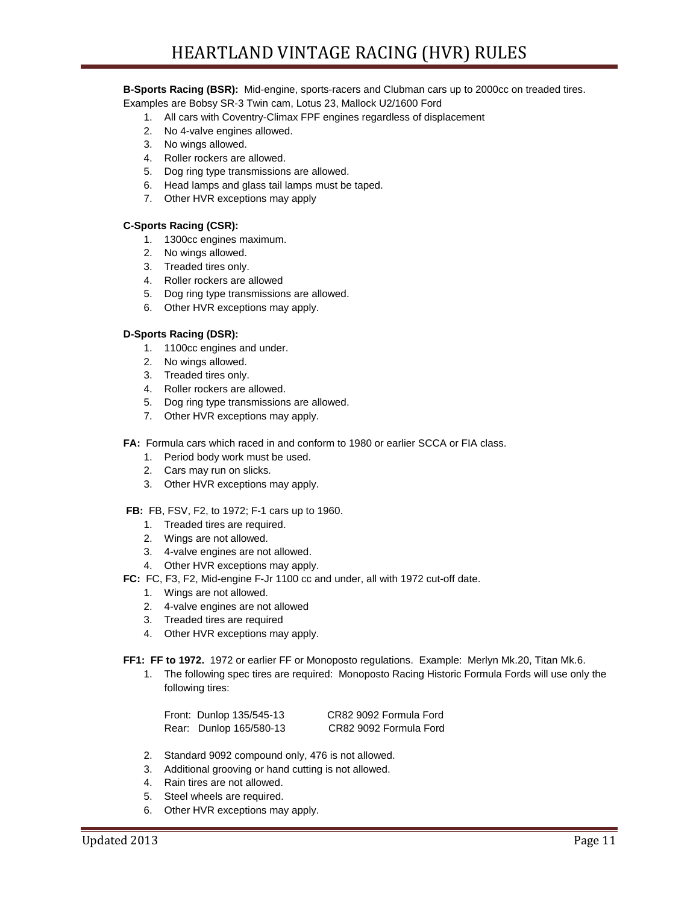**B-Sports Racing (BSR):** Mid-engine, sports-racers and Clubman cars up to 2000cc on treaded tires. Examples are Bobsy SR-3 Twin cam, Lotus 23, Mallock U2/1600 Ford

1. All cars with Coventry-Climax FPF engines regardless of displacement
2. No 4-valve engines allowed.
3. No wings allowed.
4. Roller rockers are allowed.
5. Dog ring type transmissions are allowed.
6. Head lamps and glass tail lamps must be taped.
7. Other HVR exceptions may apply

**C-Sports Racing (CSR):**

1. 1300cc engines maximum.
2. No wings allowed.
3. Treaded tires only.
4. Roller rockers are allowed
5. Dog ring type transmissions are allowed.
6. Other HVR exceptions may apply.

**D-Sports Racing (DSR):**

1. 1100cc engines and under.
2. No wings allowed.
3. Treaded tires only.
4. Roller rockers are allowed.
5. Dog ring type transmissions are allowed.
7. Other HVR exceptions may apply.

**FA:** Formula cars which raced in and conform to 1980 or earlier SCCA or FIA class.

1. Period body work must be used.
2. Cars may run on slicks.
3. Other HVR exceptions may apply.

**FB:** FB, FSV, F2, to 1972; F-1 cars up to 1960.

1. Treaded tires are required.
2. Wings are not allowed.
3. 4-valve engines are not allowed.
4. Other HVR exceptions may apply.

**FC:** FC, F3, F2, Mid-engine F-Jr 1100 cc and under, all with 1972 cut-off date.

1. Wings are not allowed.
2. 4-valve engines are not allowed
3. Treaded tires are required
4. Other HVR exceptions may apply.

**FF1: FF to 1972.** 1972 or earlier FF or Monoposto regulations. Example: Merlyn Mk.20, Titan Mk.6.

1. The following spec tires are required: Monoposto Racing Historic Formula Fords will use only the following tires:

   Front: Dunlop 135/545-13 CR82 9092 Formula Ford
   Rear: Dunlop 165/580-13 CR82 9092 Formula Ford

2. Standard 9092 compound only, 476 is not allowed.
3. Additional grooving or hand cutting is not allowed.
4. Rain tires are not allowed.
5. Steel wheels are required.
6. Other HVR exceptions may apply.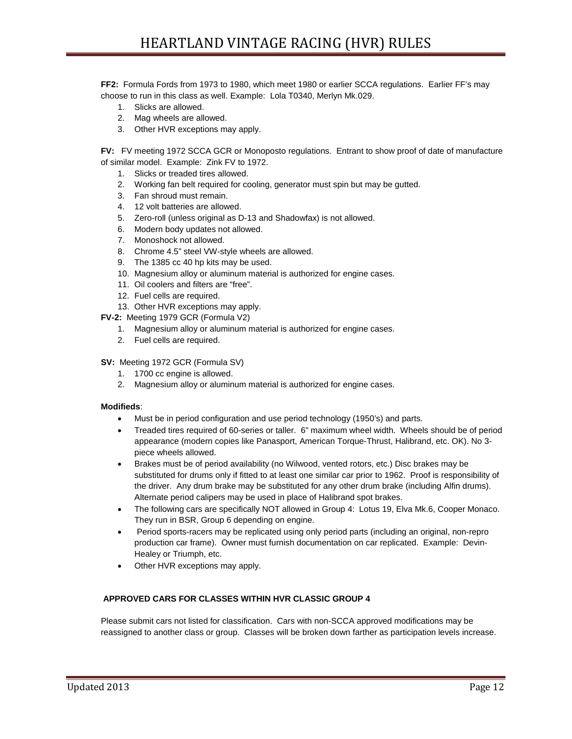**FF2:** Formula Fords from 1973 to 1980, which meet 1980 or earlier SCCA regulations. Earlier FF's may choose to run in this class as well. Example: Lola T0340, Merlyn Mk.029.

1. Slicks are allowed.
2. Mag wheels are allowed.
3. Other HVR exceptions may apply.

**FV:** FV meeting 1972 SCCA GCR or Monoposto regulations. Entrant to show proof of date of manufacture of similar model. Example: Zink FV to 1972.

1. Slicks or treaded tires allowed.
2. Working fan belt required for cooling, generator must spin but may be gutted.
3. Fan shroud must remain.
4. 12 volt batteries are allowed.
5. Zero-roll (unless original as D-13 and Shadowfax) is not allowed.
6. Modern body updates not allowed.
7. Monoshock not allowed.
8. Chrome 4.5" steel VW-style wheels are allowed.
9. The 1385 cc 40 hp kits may be used.
10. Magnesium alloy or aluminum material is authorized for engine cases.
11. Oil coolers and filters are "free".
12. Fuel cells are required.
13. Other HVR exceptions may apply.

**FV-2:** Meeting 1979 GCR (Formula V2)

1. Magnesium alloy or aluminum material is authorized for engine cases.
2. Fuel cells are required.

**SV:** Meeting 1972 GCR (Formula SV)

1. 1700 cc engine is allowed.
2. Magnesium alloy or aluminum material is authorized for engine cases.

**Modifieds**:

- Must be in period configuration and use period technology (1950's) and parts.
- Treaded tires required of 60-series or taller. 6" maximum wheel width. Wheels should be of period appearance (modern copies like Panasport, American Torque-Thrust, Halibrand, etc. OK). No 3-piece wheels allowed.
- Brakes must be of period availability (no Wilwood, vented rotors, etc.) Disc brakes may be substituted for drums only if fitted to at least one similar car prior to 1962. Proof is responsibility of the driver. Any drum brake may be substituted for any other drum brake (including Alfin drums). Alternate period calipers may be used in place of Halibrand spot brakes.
- The following cars are specifically NOT allowed in Group 4: Lotus 19, Elva Mk.6, Cooper Monaco. They run in BSR, Group 6 depending on engine.
- Period sports-racers may be replicated using only period parts (including an original, non-repro production car frame). Owner must furnish documentation on car replicated. Example: Devin-Healey or Triumph, etc.
- Other HVR exceptions may apply.

**APPROVED CARS FOR CLASSES WITHIN HVR CLASSIC GROUP 4**

Please submit cars not listed for classification. Cars with non-SCCA approved modifications may be reassigned to another class or group. Classes will be broken down farther as participation levels increase.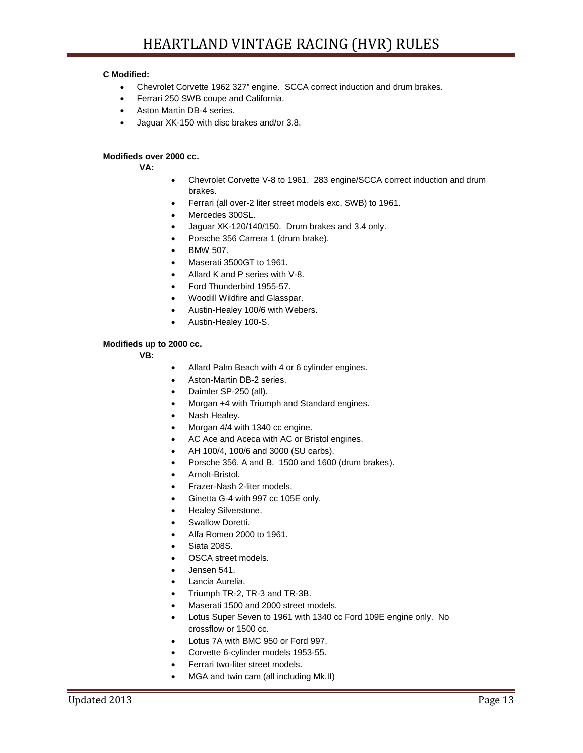**C Modified:**

- Chevrolet Corvette 1962 327" engine. SCCA correct induction and drum brakes.
- Ferrari 250 SWB coupe and California.
- Aston Martin DB-4 series.
- Jaguar XK-150 with disc brakes and/or 3.8.

**Modifieds over 2000 cc.**

**VA:**

- Chevrolet Corvette V-8 to 1961. 283 engine/SCCA correct induction and drum brakes.
- Ferrari (all over-2 liter street models exc. SWB) to 1961.
- Mercedes 300SL.
- Jaguar XK-120/140/150. Drum brakes and 3.4 only.
- Porsche 356 Carrera 1 (drum brake).
- BMW 507.
- Maserati 3500GT to 1961.
- Allard K and P series with V-8.
- Ford Thunderbird 1955-57.
- Woodill Wildfire and Glasspar.
- Austin-Healey 100/6 with Webers.
- Austin-Healey 100-S.

**Modifieds up to 2000 cc.**

**VB:**

- Allard Palm Beach with 4 or 6 cylinder engines.
- Aston-Martin DB-2 series.
- Daimler SP-250 (all).
- Morgan +4 with Triumph and Standard engines.
- Nash Healey.
- Morgan 4/4 with 1340 cc engine.
- AC Ace and Aceca with AC or Bristol engines.
- AH 100/4, 100/6 and 3000 (SU carbs).
- Porsche 356, A and B. 1500 and 1600 (drum brakes).
- Arnolt-Bristol.
- Frazer-Nash 2-liter models.
- Ginetta G-4 with 997 cc 105E only.
- Healey Silverstone.
- Swallow Doretti.
- Alfa Romeo 2000 to 1961.
- Siata 208S.
- OSCA street models.
- Jensen 541.
- Lancia Aurelia.
- Triumph TR-2, TR-3 and TR-3B.
- Maserati 1500 and 2000 street models.
- Lotus Super Seven to 1961 with 1340 cc Ford 109E engine only. No crossflow or 1500 cc.
- Lotus 7A with BMC 950 or Ford 997.
- Corvette 6-cylinder models 1953-55.
- Ferrari two-liter street models.
- MGA and twin cam (all including Mk.II)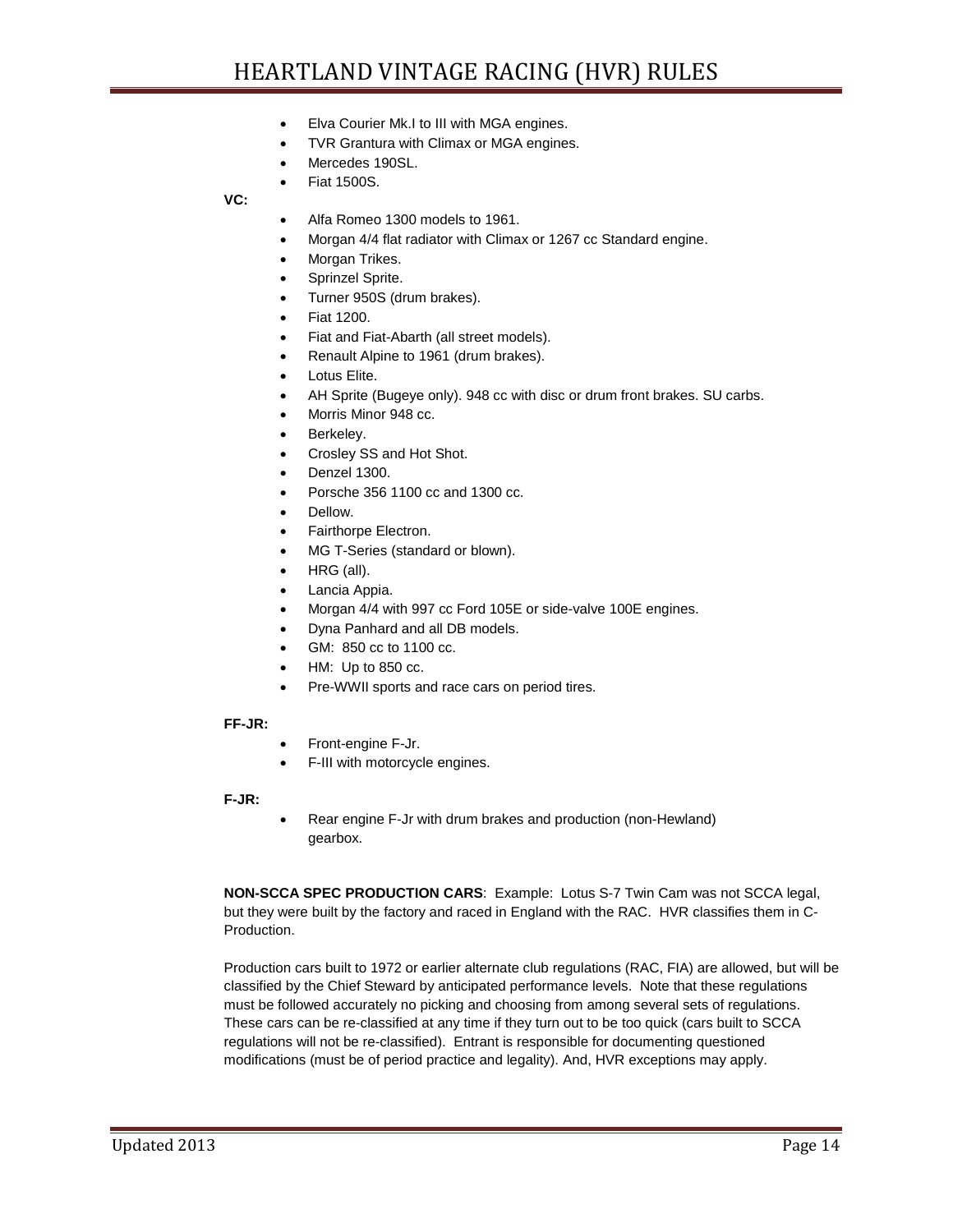- Elva Courier Mk.I to III with MGA engines.
- TVR Grantura with Climax or MGA engines.
- Mercedes 190SL.
- Fiat 1500S.

**VC:**

- Alfa Romeo 1300 models to 1961.
- Morgan 4/4 flat radiator with Climax or 1267 cc Standard engine.
- Morgan Trikes.
- Sprinzel Sprite.
- Turner 950S (drum brakes).
- Fiat 1200.
- Fiat and Fiat-Abarth (all street models).
- Renault Alpine to 1961 (drum brakes).
- Lotus Elite.
- AH Sprite (Bugeye only). 948 cc with disc or drum front brakes. SU carbs.
- Morris Minor 948 cc.
- Berkeley.
- Crosley SS and Hot Shot.
- Denzel 1300.
- Porsche 356 1100 cc and 1300 cc.
- Dellow.
- Fairthorpe Electron.
- MG T-Series (standard or blown).
- HRG (all).
- Lancia Appia.
- Morgan 4/4 with 997 cc Ford 105E or side-valve 100E engines.
- Dyna Panhard and all DB models.
- GM: 850 cc to 1100 cc.
- HM: Up to 850 cc.
- Pre-WWII sports and race cars on period tires.

**FF-JR:**

- Front-engine F-Jr.
- F-III with motorcycle engines.

**F-JR:**

- Rear engine F-Jr with drum brakes and production (non-Hewland) gearbox.

**NON-SCCA SPEC PRODUCTION CARS**: Example: Lotus S-7 Twin Cam was not SCCA legal, but they were built by the factory and raced in England with the RAC. HVR classifies them in C-Production.

Production cars built to 1972 or earlier alternate club regulations (RAC, FIA) are allowed, but will be classified by the Chief Steward by anticipated performance levels. Note that these regulations must be followed accurately no picking and choosing from among several sets of regulations. These cars can be re-classified at any time if they turn out to be too quick (cars built to SCCA regulations will not be re-classified). Entrant is responsible for documenting questioned modifications (must be of period practice and legality). And, HVR exceptions may apply.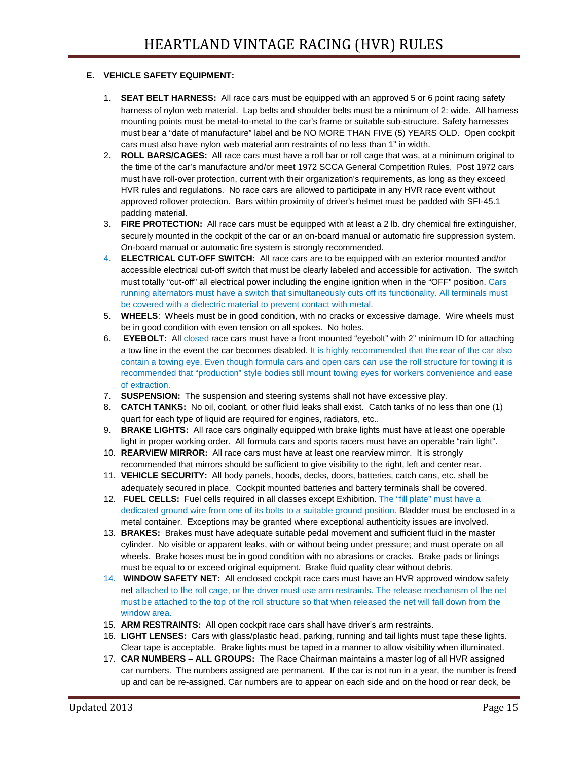### E. VEHICLE SAFETY EQUIPMENT:

1. **SEAT BELT HARNESS:** All race cars must be equipped with an approved 5 or 6 point racing safety harness of nylon web material. Lap belts and shoulder belts must be a minimum of 2: wide. All harness mounting points must be metal-to-metal to the car's frame or suitable sub-structure. Safety harnesses must bear a "date of manufacture" label and be NO MORE THAN FIVE (5) YEARS OLD. Open cockpit cars must also have nylon web material arm restraints of no less than 1" in width.
2. **ROLL BARS/CAGES:** All race cars must have a roll bar or roll cage that was, at a minimum original to the time of the car's manufacture and/or meet 1972 SCCA General Competition Rules. Post 1972 cars must have roll-over protection, current with their organization's requirements, as long as they exceed HVR rules and regulations. No race cars are allowed to participate in any HVR race event without approved rollover protection. Bars within proximity of driver's helmet must be padded with SFI-45.1 padding material.
3. **FIRE PROTECTION:** All race cars must be equipped with at least a 2 lb. dry chemical fire extinguisher, securely mounted in the cockpit of the car or an on-board manual or automatic fire suppression system. On-board manual or automatic fire system is strongly recommended.
4. **ELECTRICAL CUT-OFF SWITCH:** All race cars are to be equipped with an exterior mounted and/or accessible electrical cut-off switch that must be clearly labeled and accessible for activation. The switch must totally "cut-off" all electrical power including the engine ignition when in the "OFF" position. Cars running alternators must have a switch that simultaneously cuts off its functionality. All terminals must be covered with a dielectric material to prevent contact with metal.
5. **WHEELS**: Wheels must be in good condition, with no cracks or excessive damage. Wire wheels must be in good condition with even tension on all spokes. No holes.
6. **EYEBOLT:** All closed race cars must have a front mounted "eyebolt" with 2" minimum ID for attaching a tow line in the event the car becomes disabled. It is highly recommended that the rear of the car also contain a towing eye. Even though formula cars and open cars can use the roll structure for towing it is recommended that "production" style bodies still mount towing eyes for workers convenience and ease of extraction.
7. **SUSPENSION:** The suspension and steering systems shall not have excessive play.
8. **CATCH TANKS:** No oil, coolant, or other fluid leaks shall exist. Catch tanks of no less than one (1) quart for each type of liquid are required for engines, radiators, etc..
9. **BRAKE LIGHTS:** All race cars originally equipped with brake lights must have at least one operable light in proper working order. All formula cars and sports racers must have an operable "rain light".
10. **REARVIEW MIRROR:** All race cars must have at least one rearview mirror. It is strongly recommended that mirrors should be sufficient to give visibility to the right, left and center rear.
11. **VEHICLE SECURITY:** All body panels, hoods, decks, doors, batteries, catch cans, etc. shall be adequately secured in place. Cockpit mounted batteries and battery terminals shall be covered.
12. **FUEL CELLS:** Fuel cells required in all classes except Exhibition. The "fill plate" must have a dedicated ground wire from one of its bolts to a suitable ground position. Bladder must be enclosed in a metal container. Exceptions may be granted where exceptional authenticity issues are involved.
13. **BRAKES:** Brakes must have adequate suitable pedal movement and sufficient fluid in the master cylinder. No visible or apparent leaks, with or without being under pressure; and must operate on all wheels. Brake hoses must be in good condition with no abrasions or cracks. Brake pads or linings must be equal to or exceed original equipment. Brake fluid quality clear without debris.
14. **WINDOW SAFETY NET:** All enclosed cockpit race cars must have an HVR approved window safety net attached to the roll cage, or the driver must use arm restraints. The release mechanism of the net must be attached to the top of the roll structure so that when released the net will fall down from the window area.
15. **ARM RESTRAINTS:** All open cockpit race cars shall have driver's arm restraints.
16. **LIGHT LENSES:** Cars with glass/plastic head, parking, running and tail lights must tape these lights. Clear tape is acceptable. Brake lights must be taped in a manner to allow visibility when illuminated.
17. **CAR NUMBERS – ALL GROUPS:** The Race Chairman maintains a master log of all HVR assigned car numbers. The numbers assigned are permanent. If the car is not run in a year, the number is freed up and can be re-assigned. Car numbers are to appear on each side and on the hood or rear deck, be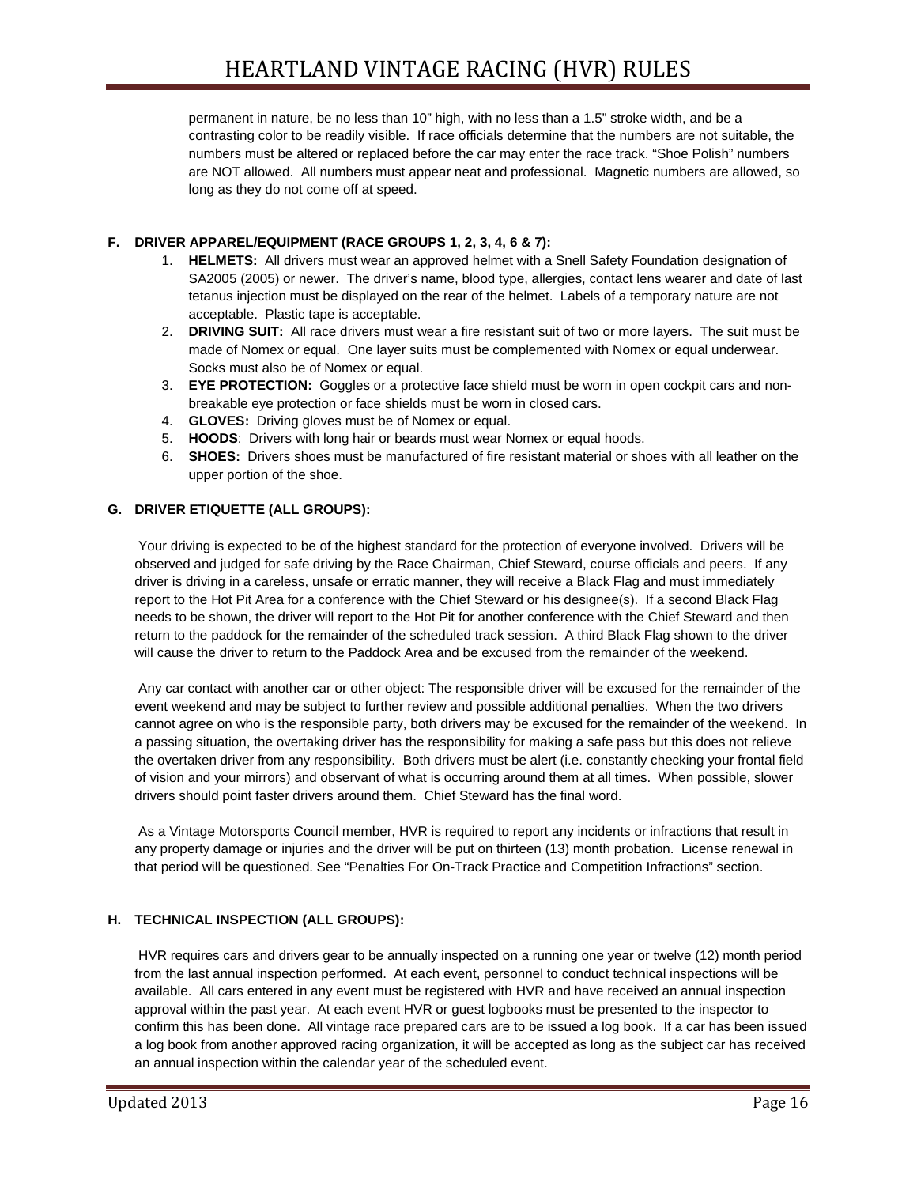permanent in nature, be no less than 10" high, with no less than a 1.5" stroke width, and be a contrasting color to be readily visible. If race officials determine that the numbers are not suitable, the numbers must be altered or replaced before the car may enter the race track. "Shoe Polish" numbers are NOT allowed. All numbers must appear neat and professional. Magnetic numbers are allowed, so long as they do not come off at speed.

### F. DRIVER APPAREL/EQUIPMENT (RACE GROUPS 1, 2, 3, 4, 6 & 7):

1. **HELMETS:** All drivers must wear an approved helmet with a Snell Safety Foundation designation of SA2005 (2005) or newer. The driver's name, blood type, allergies, contact lens wearer and date of last tetanus injection must be displayed on the rear of the helmet. Labels of a temporary nature are not acceptable. Plastic tape is acceptable.
2. **DRIVING SUIT:** All race drivers must wear a fire resistant suit of two or more layers. The suit must be made of Nomex or equal. One layer suits must be complemented with Nomex or equal underwear. Socks must also be of Nomex or equal.
3. **EYE PROTECTION:** Goggles or a protective face shield must be worn in open cockpit cars and non-breakable eye protection or face shields must be worn in closed cars.
4. **GLOVES:** Driving gloves must be of Nomex or equal.
5. **HOODS**: Drivers with long hair or beards must wear Nomex or equal hoods.
6. **SHOES:** Drivers shoes must be manufactured of fire resistant material or shoes with all leather on the upper portion of the shoe.

### G. DRIVER ETIQUETTE (ALL GROUPS):

Your driving is expected to be of the highest standard for the protection of everyone involved. Drivers will be observed and judged for safe driving by the Race Chairman, Chief Steward, course officials and peers. If any driver is driving in a careless, unsafe or erratic manner, they will receive a Black Flag and must immediately report to the Hot Pit Area for a conference with the Chief Steward or his designee(s). If a second Black Flag needs to be shown, the driver will report to the Hot Pit for another conference with the Chief Steward and then return to the paddock for the remainder of the scheduled track session. A third Black Flag shown to the driver will cause the driver to return to the Paddock Area and be excused from the remainder of the weekend.

Any car contact with another car or other object: The responsible driver will be excused for the remainder of the event weekend and may be subject to further review and possible additional penalties. When the two drivers cannot agree on who is the responsible party, both drivers may be excused for the remainder of the weekend. In a passing situation, the overtaking driver has the responsibility for making a safe pass but this does not relieve the overtaken driver from any responsibility. Both drivers must be alert (i.e. constantly checking your frontal field of vision and your mirrors) and observant of what is occurring around them at all times. When possible, slower drivers should point faster drivers around them. Chief Steward has the final word.

As a Vintage Motorsports Council member, HVR is required to report any incidents or infractions that result in any property damage or injuries and the driver will be put on thirteen (13) month probation. License renewal in that period will be questioned. See "Penalties For On-Track Practice and Competition Infractions" section.

### H. TECHNICAL INSPECTION (ALL GROUPS):

HVR requires cars and drivers gear to be annually inspected on a running one year or twelve (12) month period from the last annual inspection performed. At each event, personnel to conduct technical inspections will be available. All cars entered in any event must be registered with HVR and have received an annual inspection approval within the past year. At each event HVR or guest logbooks must be presented to the inspector to confirm this has been done. All vintage race prepared cars are to be issued a log book. If a car has been issued a log book from another approved racing organization, it will be accepted as long as the subject car has received an annual inspection within the calendar year of the scheduled event.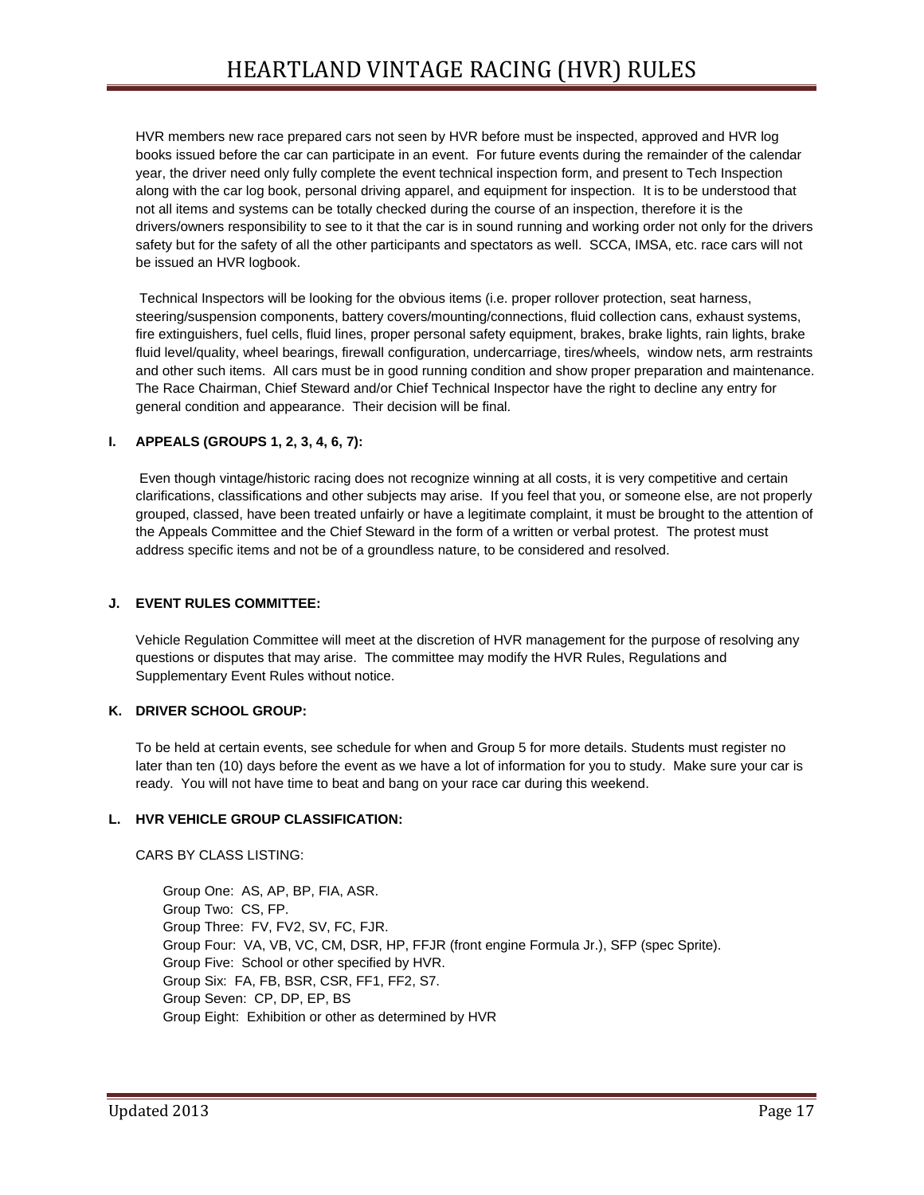HVR members new race prepared cars not seen by HVR before must be inspected, approved and HVR log books issued before the car can participate in an event. For future events during the remainder of the calendar year, the driver need only fully complete the event technical inspection form, and present to Tech Inspection along with the car log book, personal driving apparel, and equipment for inspection. It is to be understood that not all items and systems can be totally checked during the course of an inspection, therefore it is the drivers/owners responsibility to see to it that the car is in sound running and working order not only for the drivers safety but for the safety of all the other participants and spectators as well. SCCA, IMSA, etc. race cars will not be issued an HVR logbook.

Technical Inspectors will be looking for the obvious items (i.e. proper rollover protection, seat harness, steering/suspension components, battery covers/mounting/connections, fluid collection cans, exhaust systems, fire extinguishers, fuel cells, fluid lines, proper personal safety equipment, brakes, brake lights, rain lights, brake fluid level/quality, wheel bearings, firewall configuration, undercarriage, tires/wheels, window nets, arm restraints and other such items. All cars must be in good running condition and show proper preparation and maintenance. The Race Chairman, Chief Steward and/or Chief Technical Inspector have the right to decline any entry for general condition and appearance. Their decision will be final.

**I. APPEALS (GROUPS 1, 2, 3, 4, 6, 7):**

Even though vintage/historic racing does not recognize winning at all costs, it is very competitive and certain clarifications, classifications and other subjects may arise. If you feel that you, or someone else, are not properly grouped, classed, have been treated unfairly or have a legitimate complaint, it must be brought to the attention of the Appeals Committee and the Chief Steward in the form of a written or verbal protest. The protest must address specific items and not be of a groundless nature, to be considered and resolved.

**J. EVENT RULES COMMITTEE:**

Vehicle Regulation Committee will meet at the discretion of HVR management for the purpose of resolving any questions or disputes that may arise. The committee may modify the HVR Rules, Regulations and Supplementary Event Rules without notice.

**K. DRIVER SCHOOL GROUP:**

To be held at certain events, see schedule for when and Group 5 for more details. Students must register no later than ten (10) days before the event as we have a lot of information for you to study. Make sure your car is ready. You will not have time to beat and bang on your race car during this weekend.

**L. HVR VEHICLE GROUP CLASSIFICATION:**

CARS BY CLASS LISTING:

Group One: AS, AP, BP, FIA, ASR.
Group Two: CS, FP.
Group Three: FV, FV2, SV, FC, FJR.
Group Four: VA, VB, VC, CM, DSR, HP, FFJR (front engine Formula Jr.), SFP (spec Sprite).
Group Five: School or other specified by HVR.
Group Six: FA, FB, BSR, CSR, FF1, FF2, S7.
Group Seven: CP, DP, EP, BS
Group Eight: Exhibition or other as determined by HVR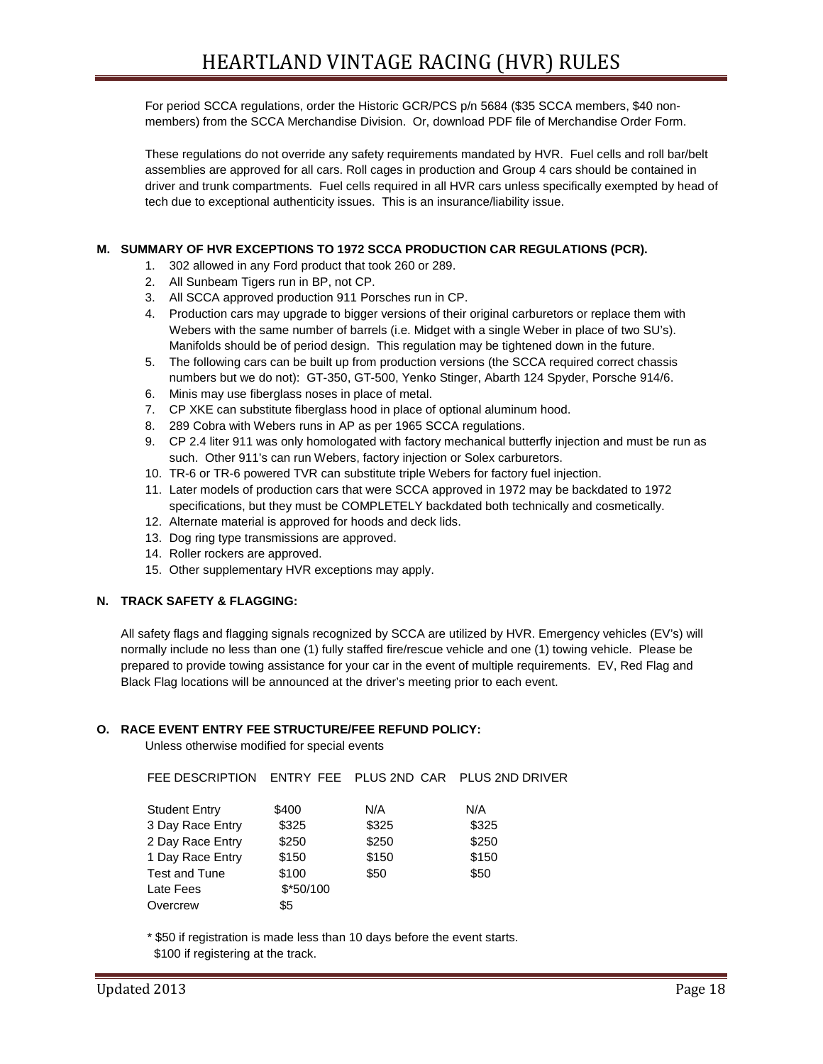For period SCCA regulations, order the Historic GCR/PCS p/n 5684 ($35 SCCA members, $40 non-members) from the SCCA Merchandise Division. Or, download PDF file of Merchandise Order Form.

These regulations do not override any safety requirements mandated by HVR. Fuel cells and roll bar/belt assemblies are approved for all cars. Roll cages in production and Group 4 cars should be contained in driver and trunk compartments. Fuel cells required in all HVR cars unless specifically exempted by head of tech due to exceptional authenticity issues. This is an insurance/liability issue.

### M. SUMMARY OF HVR EXCEPTIONS TO 1972 SCCA PRODUCTION CAR REGULATIONS (PCR).

1. 302 allowed in any Ford product that took 260 or 289.
2. All Sunbeam Tigers run in BP, not CP.
3. All SCCA approved production 911 Porsches run in CP.
4. Production cars may upgrade to bigger versions of their original carburetors or replace them with Webers with the same number of barrels (i.e. Midget with a single Weber in place of two SU's). Manifolds should be of period design. This regulation may be tightened down in the future.
5. The following cars can be built up from production versions (the SCCA required correct chassis numbers but we do not): GT-350, GT-500, Yenko Stinger, Abarth 124 Spyder, Porsche 914/6.
6. Minis may use fiberglass noses in place of metal.
7. CP XKE can substitute fiberglass hood in place of optional aluminum hood.
8. 289 Cobra with Webers runs in AP as per 1965 SCCA regulations.
9. CP 2.4 liter 911 was only homologated with factory mechanical butterfly injection and must be run as such. Other 911's can run Webers, factory injection or Solex carburetors.
10. TR-6 or TR-6 powered TVR can substitute triple Webers for factory fuel injection.
11. Later models of production cars that were SCCA approved in 1972 may be backdated to 1972 specifications, but they must be COMPLETELY backdated both technically and cosmetically.
12. Alternate material is approved for hoods and deck lids.
13. Dog ring type transmissions are approved.
14. Roller rockers are approved.
15. Other supplementary HVR exceptions may apply.

### N. TRACK SAFETY & FLAGGING:

All safety flags and flagging signals recognized by SCCA are utilized by HVR. Emergency vehicles (EV's) will normally include no less than one (1) fully staffed fire/rescue vehicle and one (1) towing vehicle. Please be prepared to provide towing assistance for your car in the event of multiple requirements. EV, Red Flag and Black Flag locations will be announced at the driver's meeting prior to each event.

### O. RACE EVENT ENTRY FEE STRUCTURE/FEE REFUND POLICY:

Unless otherwise modified for special events

| FEE DESCRIPTION | ENTRY FEE | PLUS 2ND CAR | PLUS 2ND DRIVER |
|---|---|---|---|
| Student Entry | $400 | N/A | N/A |
| 3 Day Race Entry | $325 | $325 | $325 |
| 2 Day Race Entry | $250 | $250 | $250 |
| 1 Day Race Entry | $150 | $150 | $150 |
| Test and Tune | $100 | $50 | $50 |
| Late Fees | $*50/100 | | |
| Overcrew | $5 | | |

* $50 if registration is made less than 10 days before the event starts.
$100 if registering at the track.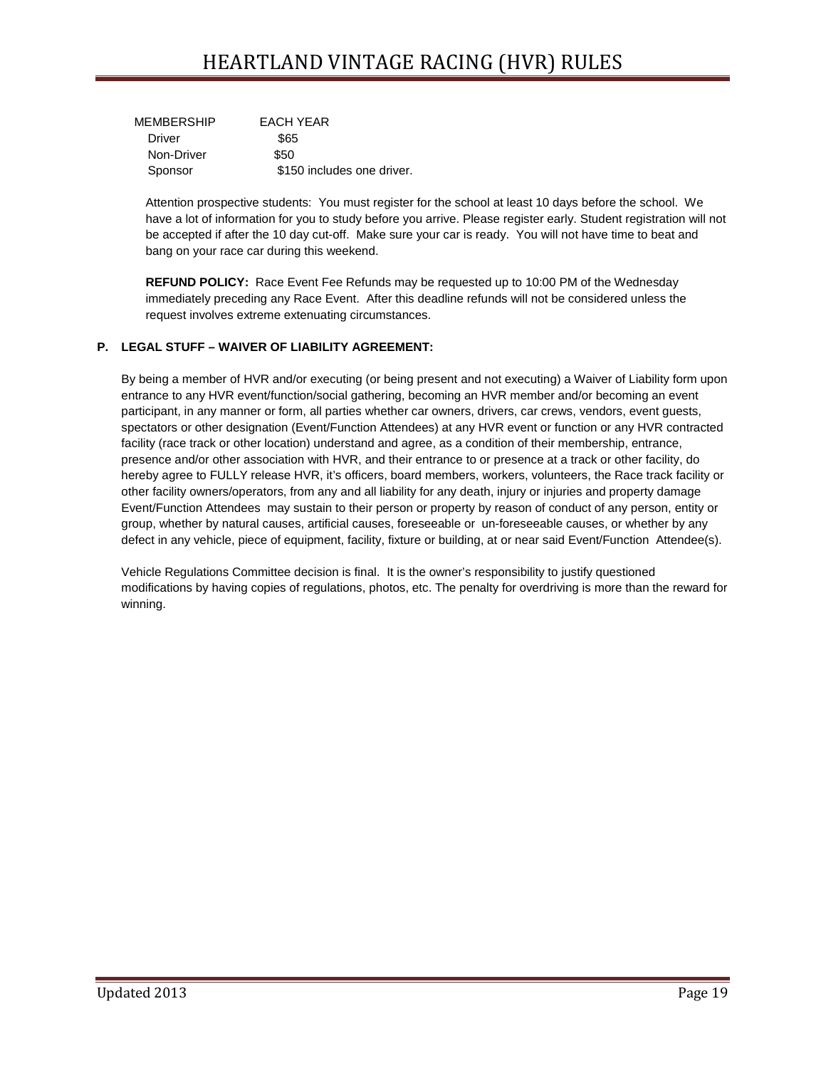| MEMBERSHIP | EACH YEAR |
|---|---|
| Driver | $65 |
| Non-Driver | $50 |
| Sponsor | $150 includes one driver. |

Attention prospective students: You must register for the school at least 10 days before the school. We have a lot of information for you to study before you arrive. Please register early. Student registration will not be accepted if after the 10 day cut-off. Make sure your car is ready. You will not have time to beat and bang on your race car during this weekend.

**REFUND POLICY:** Race Event Fee Refunds may be requested up to 10:00 PM of the Wednesday immediately preceding any Race Event. After this deadline refunds will not be considered unless the request involves extreme extenuating circumstances.

### P. LEGAL STUFF – WAIVER OF LIABILITY AGREEMENT:

By being a member of HVR and/or executing (or being present and not executing) a Waiver of Liability form upon entrance to any HVR event/function/social gathering, becoming an HVR member and/or becoming an event participant, in any manner or form, all parties whether car owners, drivers, car crews, vendors, event guests, spectators or other designation (Event/Function Attendees) at any HVR event or function or any HVR contracted facility (race track or other location) understand and agree, as a condition of their membership, entrance, presence and/or other association with HVR, and their entrance to or presence at a track or other facility, do hereby agree to FULLY release HVR, it's officers, board members, workers, volunteers, the Race track facility or other facility owners/operators, from any and all liability for any death, injury or injuries and property damage Event/Function Attendees may sustain to their person or property by reason of conduct of any person, entity or group, whether by natural causes, artificial causes, foreseeable or un-foreseeable causes, or whether by any defect in any vehicle, piece of equipment, facility, fixture or building, at or near said Event/Function Attendee(s).

Vehicle Regulations Committee decision is final. It is the owner's responsibility to justify questioned modifications by having copies of regulations, photos, etc. The penalty for overdriving is more than the reward for winning.